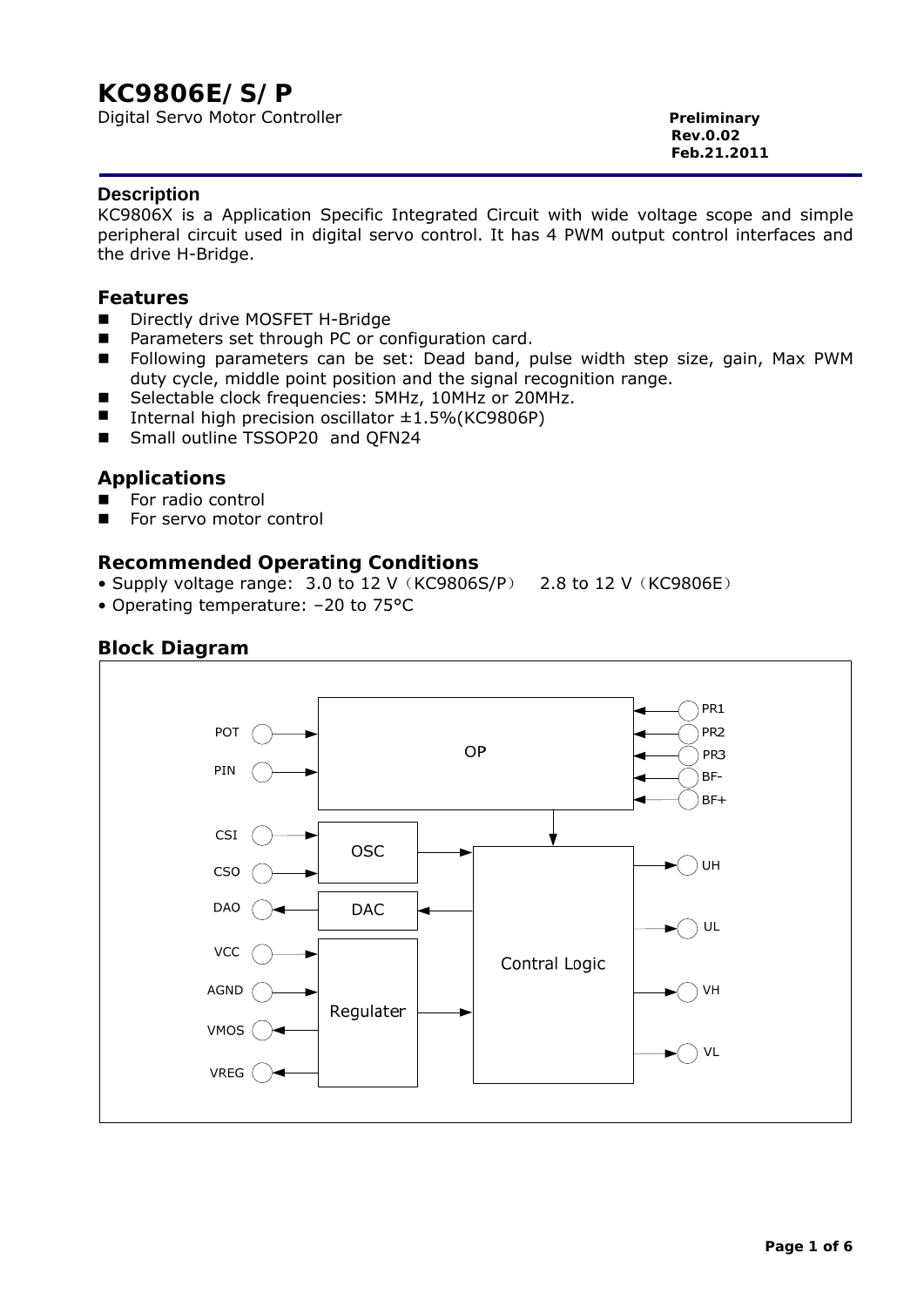# KC9806E/S/P

Digital Servo Motor Controller

**Preliminary**
**Rev.0.02**
**Feb.21.2011**

## Description

KC9806X is a Application Specific Integrated Circuit with wide voltage scope and simple peripheral circuit used in digital servo control. It has 4 PWM output control interfaces and the drive H-Bridge.

## Features

- Directly drive MOSFET H-Bridge
- Parameters set through PC or configuration card.
- Following parameters can be set: Dead band, pulse width step size, gain, Max PWM duty cycle, middle point position and the signal recognition range.
- Selectable clock frequencies: 5MHz, 10MHz or 20MHz.
- Internal high precision oscillator ±1.5%(KC9806P)
- Small outline TSSOP20 and QFN24

## Applications

- For radio control
- For servo motor control

## Recommended Operating Conditions

- Supply voltage range: 3.0 to 12 V（KC9806S/P） 2.8 to 12 V（KC9806E）
- Operating temperature: –20 to 75°C

## Block Diagram

POT, PIN → OP ← PR1, PR2, PR3, BF-, BF+

CSI, CSO → OSC

DAO ← DAC

VCC, AGND → Regulater → VMOS, VREG

Contral Logic → UH, UL, VH, VL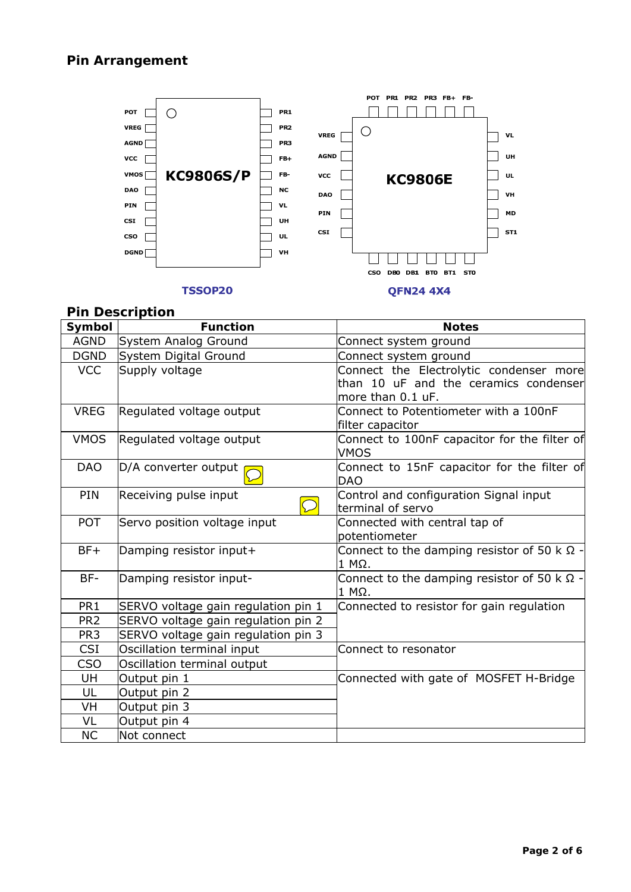## Pin Arrangement

**TSSOP20 – KC9806S/P**

| Left pins | Right pins |
|---|---|
| POT | PR1 |
| VREG | PR2 |
| AGND | PR3 |
| VCC | FB+ |
| VMOS | FB- |
| DAO | NC |
| PIN | VL |
| CSI | UH |
| CSO | UL |
| DGND | VH |

**QFN24 4X4 – KC9806E**

| Side | Pins |
|---|---|
| Top | POT, PR1, PR2, PR3, FB+, FB- |
| Left | VREG, AGND, VCC, DAO, PIN, CSI |
| Right | VL, UH, UL, VH, MD, ST1 |
| Bottom | CSO, DB0, DB1, BT0, BT1, ST0 |

## Pin Description

| Symbol | Function | Notes |
|---|---|---|
| AGND | System Analog Ground | Connect system ground |
| DGND | System Digital Ground | Connect system ground |
| VCC | Supply voltage | Connect the Electrolytic condenser more than 10 uF and the ceramics condenser more than 0.1 uF. |
| VREG | Regulated voltage output | Connect to Potentiometer with a 100nF filter capacitor |
| VMOS | Regulated voltage output | Connect to 100nF capacitor for the filter of VMOS |
| DAO | D/A converter output | Connect to 15nF capacitor for the filter of DAO |
| PIN | Receiving pulse input | Control and configuration Signal input terminal of servo |
| POT | Servo position voltage input | Connected with central tap of potentiometer |
| BF+ | Damping resistor input+ | Connect to the damping resistor of 50 k Ω - 1 MΩ. |
| BF- | Damping resistor input- | Connect to the damping resistor of 50 k Ω - 1 MΩ. |
| PR1 | SERVO voltage gain regulation pin 1 | Connected to resistor for gain regulation |
| PR2 | SERVO voltage gain regulation pin 2 | |
| PR3 | SERVO voltage gain regulation pin 3 | |
| CSI | Oscillation terminal input | Connect to resonator |
| CSO | Oscillation terminal output | |
| UH | Output pin 1 | Connected with gate of MOSFET H-Bridge |
| UL | Output pin 2 | |
| VH | Output pin 3 | |
| VL | Output pin 4 | |
| NC | Not connect | |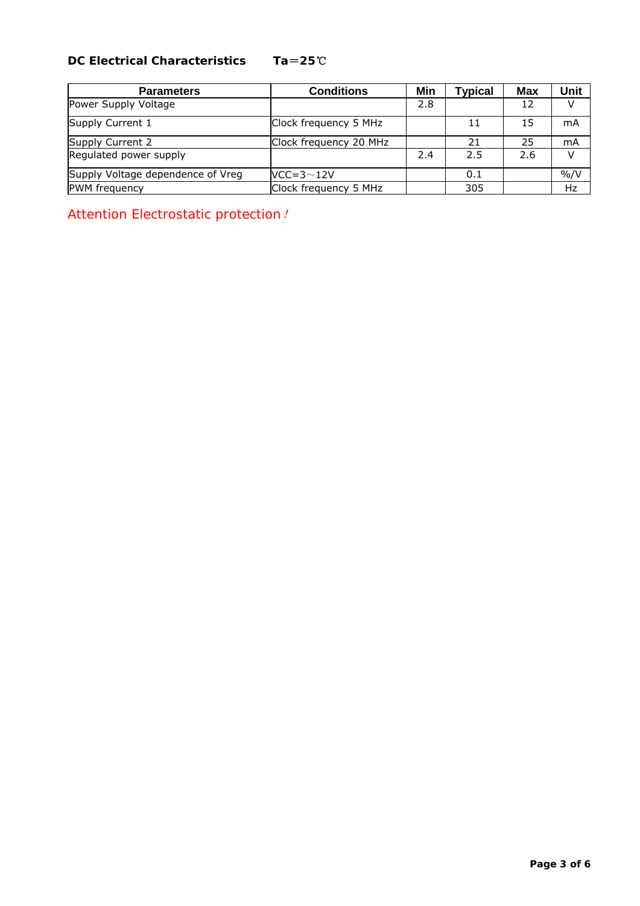**DC Electrical Characteristics　Ta=25℃**

| Parameters | Conditions | Min | Typical | Max | Unit |
|---|---|---|---|---|---|
| Power Supply Voltage | | 2.8 | | 12 | V |
| Supply Current 1 | Clock frequency 5 MHz | | 11 | 15 | mA |
| Supply Current 2 | Clock frequency 20 MHz | | 21 | 25 | mA |
| Regulated power supply | | 2.4 | 2.5 | 2.6 | V |
| Supply Voltage dependence of Vreg | VCC=3～12V | | 0.1 | | %/V |
| PWM frequency | Clock frequency 5 MHz | | 305 | | Hz |

Attention Electrostatic protection！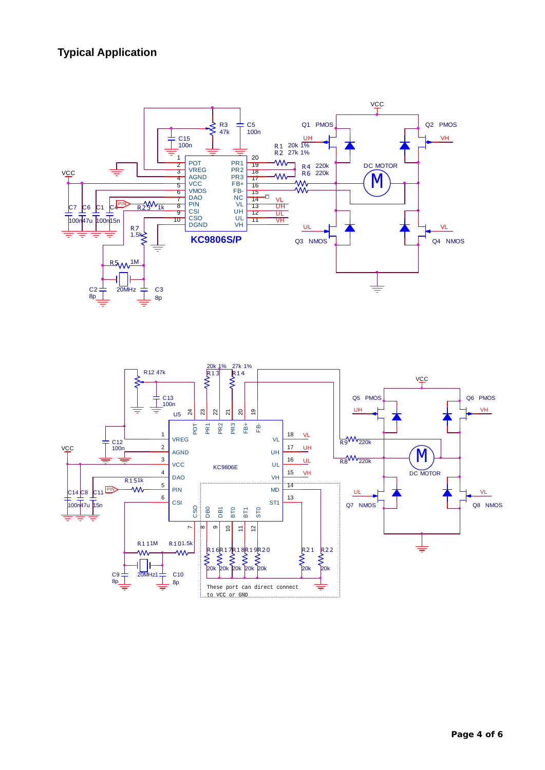## Typical Application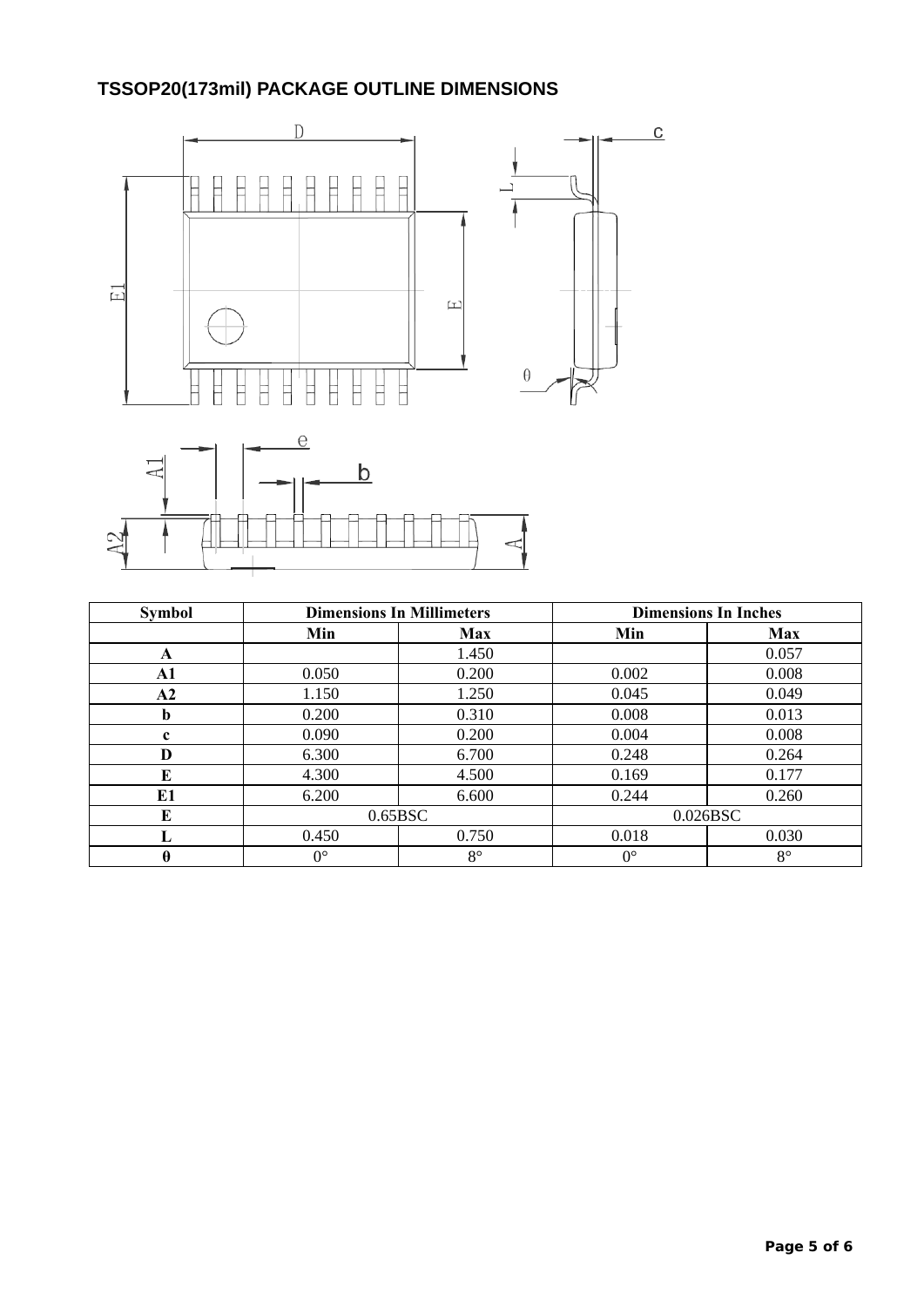## TSSOP20(173mil) PACKAGE OUTLINE DIMENSIONS

| Symbol | Dimensions In Millimeters | | Dimensions In Inches | |
|---|---|---|---|---|
| | Min | Max | Min | Max |
| A | | 1.450 | | 0.057 |
| A1 | 0.050 | 0.200 | 0.002 | 0.008 |
| A2 | 1.150 | 1.250 | 0.045 | 0.049 |
| b | 0.200 | 0.310 | 0.008 | 0.013 |
| c | 0.090 | 0.200 | 0.004 | 0.008 |
| D | 6.300 | 6.700 | 0.248 | 0.264 |
| E | 4.300 | 4.500 | 0.169 | 0.177 |
| E1 | 6.200 | 6.600 | 0.244 | 0.260 |
| E | 0.65BSC | | 0.026BSC | |
| L | 0.450 | 0.750 | 0.018 | 0.030 |
| θ | 0° | 8° | 0° | 8° |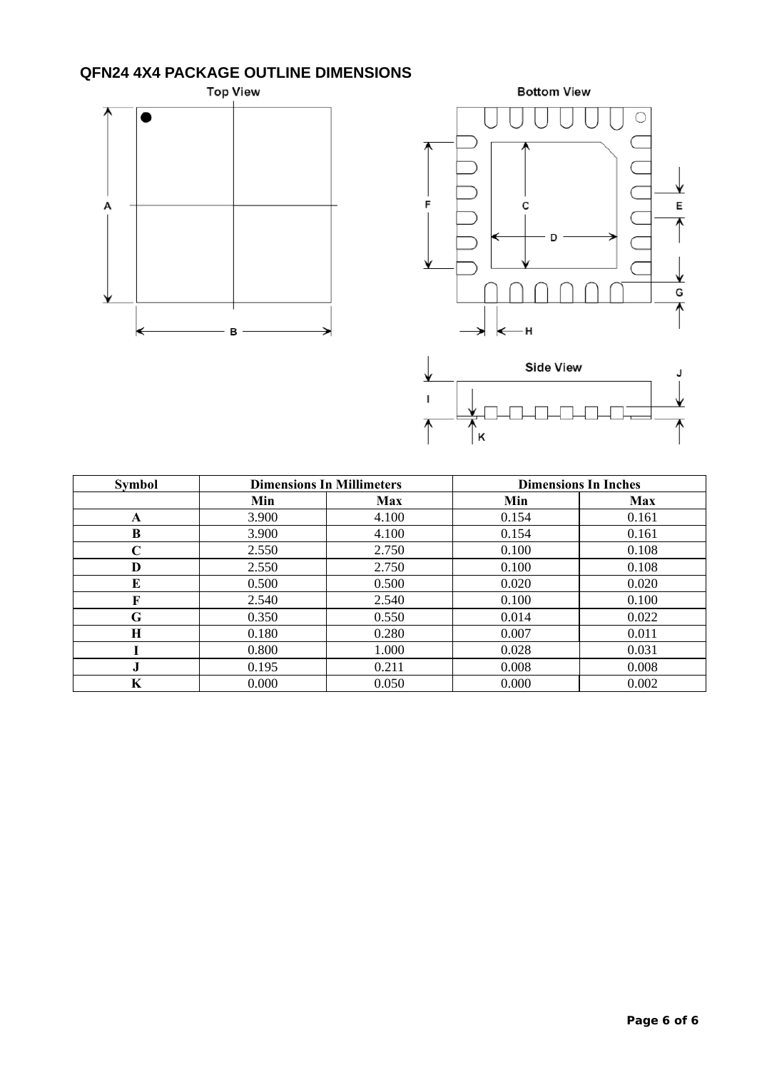## QFN24 4X4 PACKAGE OUTLINE DIMENSIONS

Top View

Bottom View

Side View

A
B
C
D
E
F
G
H
I
J
K

| Symbol | Dimensions In Millimeters | | Dimensions In Inches | |
|---|---|---|---|---|
| | Min | Max | Min | Max |
| A | 3.900 | 4.100 | 0.154 | 0.161 |
| B | 3.900 | 4.100 | 0.154 | 0.161 |
| C | 2.550 | 2.750 | 0.100 | 0.108 |
| D | 2.550 | 2.750 | 0.100 | 0.108 |
| E | 0.500 | 0.500 | 0.020 | 0.020 |
| F | 2.540 | 2.540 | 0.100 | 0.100 |
| G | 0.350 | 0.550 | 0.014 | 0.022 |
| H | 0.180 | 0.280 | 0.007 | 0.011 |
| I | 0.800 | 1.000 | 0.028 | 0.031 |
| J | 0.195 | 0.211 | 0.008 | 0.008 |
| K | 0.000 | 0.050 | 0.000 | 0.002 |